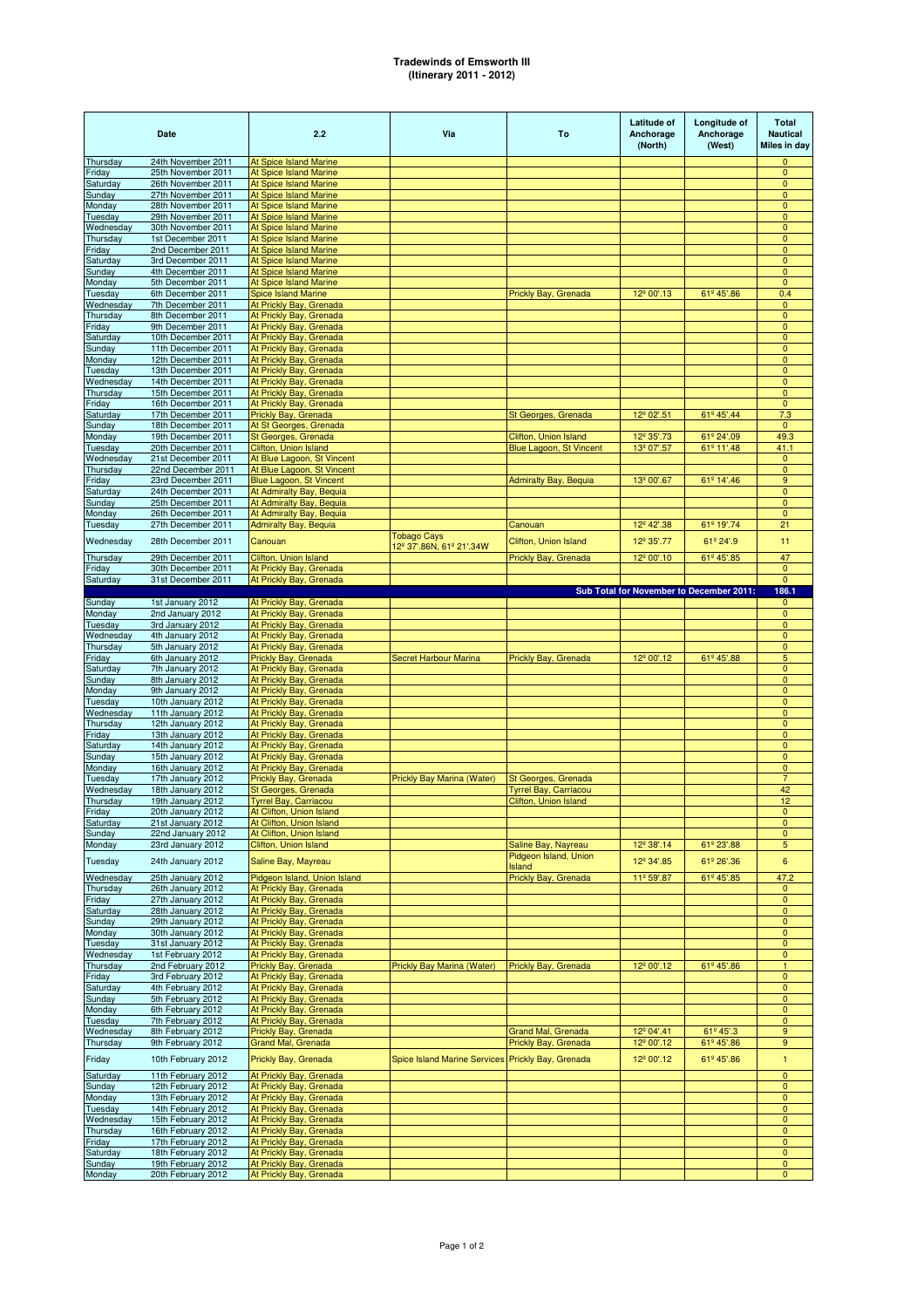# Tradewinds of Emsworth III
## (Itinerary 2011 - 2012)

| Date | | 2.2 | Via | To | Latitude of Anchorage (North) | Longitude of Anchorage (West) | Total Nautical Miles in day |
|---|---|---|---|---|---|---|---|
| Thursday | 24th November 2011 | At Spice Island Marine | | | | | 0 |
| Friday | 25th November 2011 | At Spice Island Marine | | | | | 0 |
| Saturday | 26th November 2011 | At Spice Island Marine | | | | | 0 |
| Sunday | 27th November 2011 | At Spice Island Marine | | | | | 0 |
| Monday | 28th November 2011 | At Spice Island Marine | | | | | 0 |
| Tuesday | 29th November 2011 | At Spice Island Marine | | | | | 0 |
| Wednesday | 30th November 2011 | At Spice Island Marine | | | | | 0 |
| Thursday | 1st December 2011 | At Spice Island Marine | | | | | 0 |
| Friday | 2nd December 2011 | At Spice Island Marine | | | | | 0 |
| Saturday | 3rd December 2011 | At Spice Island Marine | | | | | 0 |
| Sunday | 4th December 2011 | At Spice Island Marine | | | | | 0 |
| Monday | 5th December 2011 | At Spice Island Marine | | | | | 0 |
| Tuesday | 6th December 2011 | Spice Island Marine | | Prickly Bay, Grenada | 12º 00'.13 | 61º 45'.86 | 0.4 |
| Wednesday | 7th December 2011 | At Prickly Bay, Grenada | | | | | 0 |
| Thursday | 8th December 2011 | At Prickly Bay, Grenada | | | | | 0 |
| Friday | 9th December 2011 | At Prickly Bay, Grenada | | | | | 0 |
| Saturday | 10th December 2011 | At Prickly Bay, Grenada | | | | | 0 |
| Sunday | 11th December 2011 | At Prickly Bay, Grenada | | | | | 0 |
| Monday | 12th December 2011 | At Prickly Bay, Grenada | | | | | 0 |
| Tuesday | 13th December 2011 | At Prickly Bay, Grenada | | | | | 0 |
| Wednesday | 14th December 2011 | At Prickly Bay, Grenada | | | | | 0 |
| Thursday | 15th December 2011 | At Prickly Bay, Grenada | | | | | 0 |
| Friday | 16th December 2011 | At Prickly Bay, Grenada | | | | | 0 |
| Saturday | 17th December 2011 | Prickly Bay, Grenada | | St Georges, Grenada | 12º 02'.51 | 61º 45'.44 | 7.3 |
| Sunday | 18th December 2011 | At St Georges, Grenada | | | | | 0 |
| Monday | 19th December 2011 | St Georges, Grenada | | Clifton, Union Island | 12º 35'.73 | 61º 24'.09 | 49.3 |
| Tuesday | 20th December 2011 | Clifton, Union Island | | Blue Lagoon, St Vincent | 13º 07'.57 | 61º 11'.48 | 41.1 |
| Wednesday | 21st December 2011 | At Blue Lagoon, St Vincent | | | | | 0 |
| Thursday | 22nd December 2011 | At Blue Lagoon, St Vincent | | | | | 0 |
| Friday | 23rd December 2011 | Blue Lagoon, St Vincent | | Admiralty Bay, Bequia | 13º 00'.67 | 61º 14'.46 | 9 |
| Saturday | 24th December 2011 | At Admiralty Bay, Bequia | | | | | 0 |
| Sunday | 25th December 2011 | At Admiralty Bay, Bequia | | | | | 0 |
| Monday | 26th December 2011 | At Admiralty Bay, Bequia | | | | | 0 |
| Tuesday | 27th December 2011 | Admiralty Bay, Bequia | | Canouan | 12º 42'.38 | 61º 19'.74 | 21 |
| Wednesday | 28th December 2011 | Canouan | Tobago Cays 12º 37'.86N, 61º 21'.34W | Clifton, Union Island | 12º 35'.77 | 61º 24'.9 | 11 |
| Thursday | 29th December 2011 | Clifton, Union Island | | Prickly Bay, Grenada | 12º 00'.10 | 61º 45'.85 | 47 |
| Friday | 30th December 2011 | At Prickly Bay, Grenada | | | | | 0 |
| Saturday | 31st December 2011 | At Prickly Bay, Grenada | | | | | 0 |
| | | | | | **Sub Total for November to December 2011:** | | **186.1** |
| Sunday | 1st January 2012 | At Prickly Bay, Grenada | | | | | 0 |
| Monday | 2nd January 2012 | At Prickly Bay, Grenada | | | | | 0 |
| Tuesday | 3rd January 2012 | At Prickly Bay, Grenada | | | | | 0 |
| Wednesday | 4th January 2012 | At Prickly Bay, Grenada | | | | | 0 |
| Thursday | 5th January 2012 | At Prickly Bay, Grenada | | | | | 0 |
| Friday | 6th January 2012 | Prickly Bay, Grenada | Secret Harbour Marina | Prickly Bay, Grenada | 12º 00'.12 | 61º 45'.88 | 5 |
| Saturday | 7th January 2012 | At Prickly Bay, Grenada | | | | | 0 |
| Sunday | 8th January 2012 | At Prickly Bay, Grenada | | | | | 0 |
| Monday | 9th January 2012 | At Prickly Bay, Grenada | | | | | 0 |
| Tuesday | 10th January 2012 | At Prickly Bay, Grenada | | | | | 0 |
| Wednesday | 11th January 2012 | At Prickly Bay, Grenada | | | | | 0 |
| Thursday | 12th January 2012 | At Prickly Bay, Grenada | | | | | 0 |
| Friday | 13th January 2012 | At Prickly Bay, Grenada | | | | | 0 |
| Saturday | 14th January 2012 | At Prickly Bay, Grenada | | | | | 0 |
| Sunday | 15th January 2012 | At Prickly Bay, Grenada | | | | | 0 |
| Monday | 16th January 2012 | At Prickly Bay, Grenada | | | | | 0 |
| Tuesday | 17th January 2012 | Prickly Bay, Grenada | Prickly Bay Marina (Water) | St Georges, Grenada | | | 7 |
| Wednesday | 18th January 2012 | St Georges, Grenada | | Tyrrel Bay, Carriacou | | | 42 |
| Thursday | 19th January 2012 | Tyrrel Bay, Carriacou | | Clifton, Union Island | | | 12 |
| Friday | 20th January 2012 | At Clifton, Union Island | | | | | 0 |
| Saturday | 21st January 2012 | At Clifton, Union Island | | | | | 0 |
| Sunday | 22nd January 2012 | At Clifton, Union Island | | | | | 0 |
| Monday | 23rd January 2012 | Clifton, Union Island | | Saline Bay, Nayreau | 12º 38'.14 | 61º 23'.88 | 5 |
| Tuesday | 24th January 2012 | Saline Bay, Mayreau | | Pidgeon Island, Union Island | 12º 34'.85 | 61º 26'.36 | 6 |
| Wednesday | 25th January 2012 | Pidgeon Island, Union Island | | Prickly Bay, Grenada | 11º 59'.87 | 61º 45'.85 | 47.2 |
| Thursday | 26th January 2012 | At Prickly Bay, Grenada | | | | | 0 |
| Friday | 27th January 2012 | At Prickly Bay, Grenada | | | | | 0 |
| Saturday | 28th January 2012 | At Prickly Bay, Grenada | | | | | 0 |
| Sunday | 29th January 2012 | At Prickly Bay, Grenada | | | | | 0 |
| Monday | 30th January 2012 | At Prickly Bay, Grenada | | | | | 0 |
| Tuesday | 31st January 2012 | At Prickly Bay, Grenada | | | | | 0 |
| Wednesday | 1st February 2012 | At Prickly Bay, Grenada | | | | | 0 |
| Thursday | 2nd February 2012 | Prickly Bay, Grenada | Prickly Bay Marina (Water) | Prickly Bay, Grenada | 12º 00'.12 | 61º 45'.86 | 1 |
| Friday | 3rd February 2012 | At Prickly Bay, Grenada | | | | | 0 |
| Saturday | 4th February 2012 | At Prickly Bay, Grenada | | | | | 0 |
| Sunday | 5th February 2012 | At Prickly Bay, Grenada | | | | | 0 |
| Monday | 6th February 2012 | At Prickly Bay, Grenada | | | | | 0 |
| Tuesday | 7th February 2012 | At Prickly Bay, Grenada | | | | | 0 |
| Wednesday | 8th February 2012 | Prickly Bay, Grenada | | Grand Mal, Grenada | 12º 04'.41 | 61º 45'.3 | 9 |
| Thursday | 9th February 2012 | Grand Mal, Grenada | | Prickly Bay, Grenada | 12º 00'.12 | 61º 45'.86 | 9 |
| Friday | 10th February 2012 | Prickly Bay, Grenada | Spice Island Marine Services | Prickly Bay, Grenada | 12º 00'.12 | 61º 45'.86 | 1 |
| Saturday | 11th February 2012 | At Prickly Bay, Grenada | | | | | 0 |
| Sunday | 12th February 2012 | At Prickly Bay, Grenada | | | | | 0 |
| Monday | 13th February 2012 | At Prickly Bay, Grenada | | | | | 0 |
| Tuesday | 14th February 2012 | At Prickly Bay, Grenada | | | | | 0 |
| Wednesday | 15th February 2012 | At Prickly Bay, Grenada | | | | | 0 |
| Thursday | 16th February 2012 | At Prickly Bay, Grenada | | | | | 0 |
| Friday | 17th February 2012 | At Prickly Bay, Grenada | | | | | 0 |
| Saturday | 18th February 2012 | At Prickly Bay, Grenada | | | | | 0 |
| Sunday | 19th February 2012 | At Prickly Bay, Grenada | | | | | 0 |
| Monday | 20th February 2012 | At Prickly Bay, Grenada | | | | | 0 |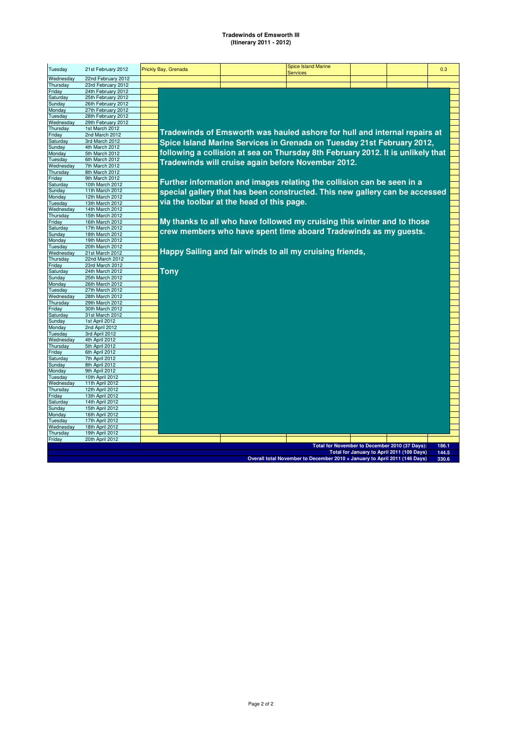**Tradewinds of Emsworth III**
**(Itinerary 2011 - 2012)**

| | | | | | | | |
|---|---|---|---|---|---|---|---|
| Tuesday | 21st February 2012 | Prickly Bay, Grenada | | Spice Island Marine Services | | | 0.3 |
| Wednesday | 22nd February 2012 | | | | | | |
| Thursday | 23rd February 2012 | | | | | | |
| Friday | 24th February 2012 | | | | | | |
| Saturday | 25th February 2012 | | | | | | |
| Sunday | 26th February 2012 | | | | | | |
| Monday | 27th February 2012 | | | | | | |
| Tuesday | 28th February 2012 | | | | | | |
| Wednesday | 29th February 2012 | | | | | | |
| Thursday | 1st March 2012 | | | | | | |
| Friday | 2nd March 2012 | | | | | | |
| Saturday | 3rd March 2012 | | | | | | |
| Sunday | 4th March 2012 | | | | | | |
| Monday | 5th March 2012 | | | | | | |
| Tuesday | 6th March 2012 | | | | | | |
| Wednesday | 7th March 2012 | | | | | | |
| Thursday | 8th March 2012 | | | | | | |
| Friday | 9th March 2012 | | | | | | |
| Saturday | 10th March 2012 | | | | | | |
| Sunday | 11th March 2012 | | | | | | |
| Monday | 12th March 2012 | | | | | | |
| Tuesday | 13th March 2012 | | | | | | |
| Wednesday | 14th March 2012 | | | | | | |
| Thursday | 15th March 2012 | | | | | | |
| Friday | 16th March 2012 | | | | | | |
| Saturday | 17th March 2012 | | | | | | |
| Sunday | 18th March 2012 | | | | | | |
| Monday | 19th March 2012 | | | | | | |
| Tuesday | 20th March 2012 | | | | | | |
| Wednesday | 21st March 2012 | | | | | | |
| Thursday | 22nd March 2012 | | | | | | |
| Friday | 23rd March 2012 | | | | | | |
| Saturday | 24th March 2012 | | | | | | |
| Sunday | 25th March 2012 | | | | | | |
| Monday | 26th March 2012 | | | | | | |
| Tuesday | 27th March 2012 | | | | | | |
| Wednesday | 28th March 2012 | | | | | | |
| Thursday | 29th March 2012 | | | | | | |
| Friday | 30th March 2012 | | | | | | |
| Saturday | 31st March 2012 | | | | | | |
| Sunday | 1st April 2012 | | | | | | |
| Monday | 2nd April 2012 | | | | | | |
| Tuesday | 3rd April 2012 | | | | | | |
| Wednesday | 4th April 2012 | | | | | | |
| Thursday | 5th April 2012 | | | | | | |
| Friday | 6th April 2012 | | | | | | |
| Saturday | 7th April 2012 | | | | | | |
| Sunday | 8th April 2012 | | | | | | |
| Monday | 9th April 2012 | | | | | | |
| Tuesday | 10th April 2012 | | | | | | |
| Wednesday | 11th April 2012 | | | | | | |
| Thursday | 12th April 2012 | | | | | | |
| Friday | 13th April 2012 | | | | | | |
| Saturday | 14th April 2012 | | | | | | |
| Sunday | 15th April 2012 | | | | | | |
| Monday | 16th April 2012 | | | | | | |
| Tuesday | 17th April 2012 | | | | | | |
| Wednesday | 18th April 2012 | | | | | | |
| Thursday | 19th April 2012 | | | | | | |
| Friday | 20th April 2012 | | | | | | |
| | | | | | | **Total for November to December 2010 (37 Days):** | **186.1** |
| | | | | | | **Total for January to April 2011 (109 Days)** | **144.5** |
| | | | | | | **Overall total November to December 2010 + January to April 2011 (146 Days)** | **330.6** |

**Tradewinds of Emsworth was hauled ashore for hull and internal repairs at Spice Island Marine Services in Grenada on Tuesday 21st February 2012, following a collision at sea on Thursday 8th February 2012. It is unlikely that Tradewinds will cruise again before November 2012.**

**Further information and images relating the collision can be seen in a special gallery that has been constructed. This new gallery can be accessed via the toolbar at the head of this page.**

**My thanks to all who have followed my cruising this winter and to those crew members who have spent time aboard Tradewinds as my guests.**

**Happy Sailing and fair winds to all my cruising friends,**

**Tony**